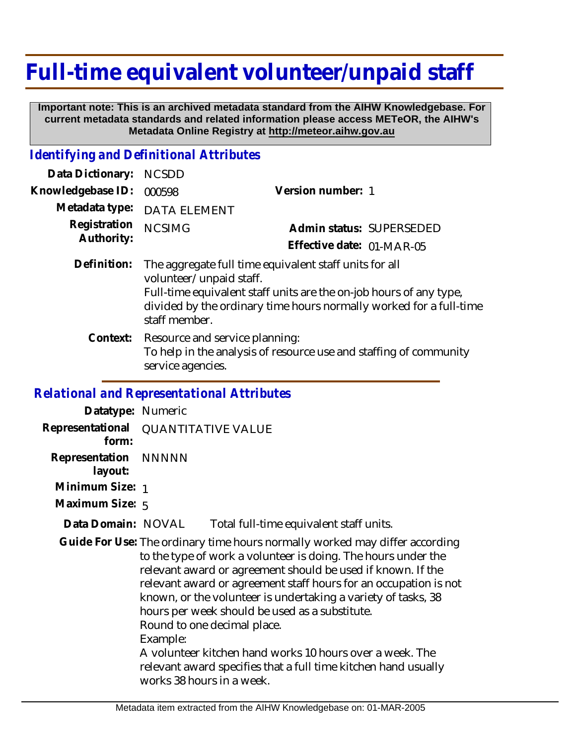# Full-time equivalent volunteer/unpaid staff

**Important note: This is an archived metadata standard from the AIHW Knowledgebase. For current metadata standards and related information please access METeOR, the AIHW's Metadata Online Registry at http://meteor.aihw.gov.au**

## *Identifying and Definitional Attributes*

**Data Dictionary:** NCSDD

**Knowledgebase ID:** 000598

**Version number:** 1

**Metadata type:** DATA ELEMENT

**Registration Authority:** NCSIMG

**Admin status:** SUPERSEDED

**Effective date:** 01-MAR-05

**Definition:** The aggregate full time equivalent staff units for all volunteer/unpaid staff.
Full-time equivalent staff units are the on-job hours of any type, divided by the ordinary time hours normally worked for a full-time staff member.

**Context:** Resource and service planning:
To help in the analysis of resource use and staffing of community service agencies.

## *Relational and Representational Attributes*

**Datatype:** Numeric

**Representational form:** QUANTITATIVE VALUE

**Representation layout:** NNNNN

**Minimum Size:** 1

**Maximum Size:** 5

**Data Domain:** NOVAL Total full-time equivalent staff units.

**Guide For Use:** The ordinary time hours normally worked may differ according to the type of work a volunteer is doing. The hours under the relevant award or agreement should be used if known. If the relevant award or agreement staff hours for an occupation is not known, or the volunteer is undertaking a variety of tasks, 38 hours per week should be used as a substitute.
Round to one decimal place.
Example:
A volunteer kitchen hand works 10 hours over a week. The relevant award specifies that a full time kitchen hand usually works 38 hours in a week.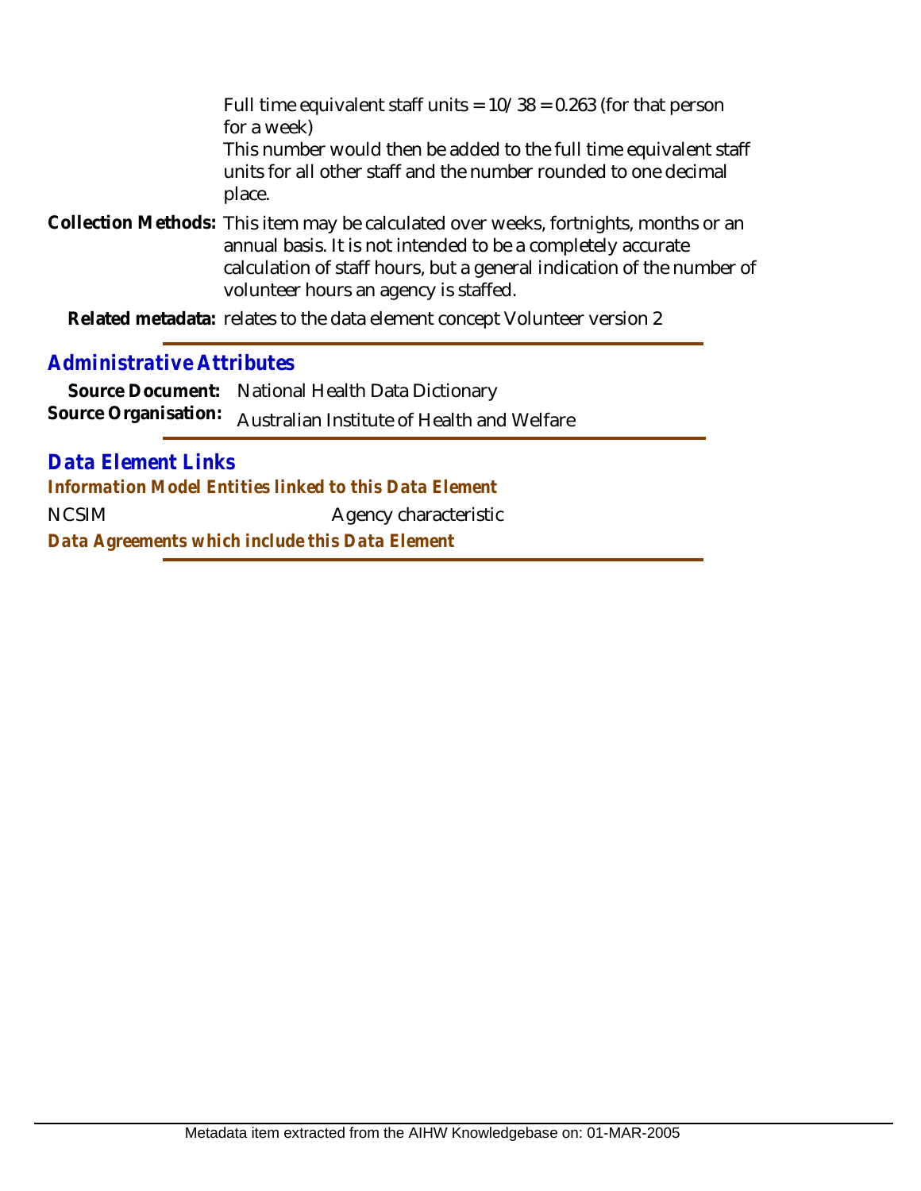Full time equivalent staff units = 10/38 = 0.263 (for that person for a week)

This number would then be added to the full time equivalent staff units for all other staff and the number rounded to one decimal place.

**Collection Methods:** This item may be calculated over weeks, fortnights, months or an annual basis. It is not intended to be a completely accurate calculation of staff hours, but a general indication of the number of volunteer hours an agency is staffed.

**Related metadata:** relates to the data element concept Volunteer version 2

## Administrative Attributes

**Source Document:** National Health Data Dictionary

**Source Organisation:** Australian Institute of Health and Welfare

## Data Element Links

### Information Model Entities linked to this Data Element

| | |
|---|---|
| NCSIM | Agency characteristic |

### Data Agreements which include this Data Element